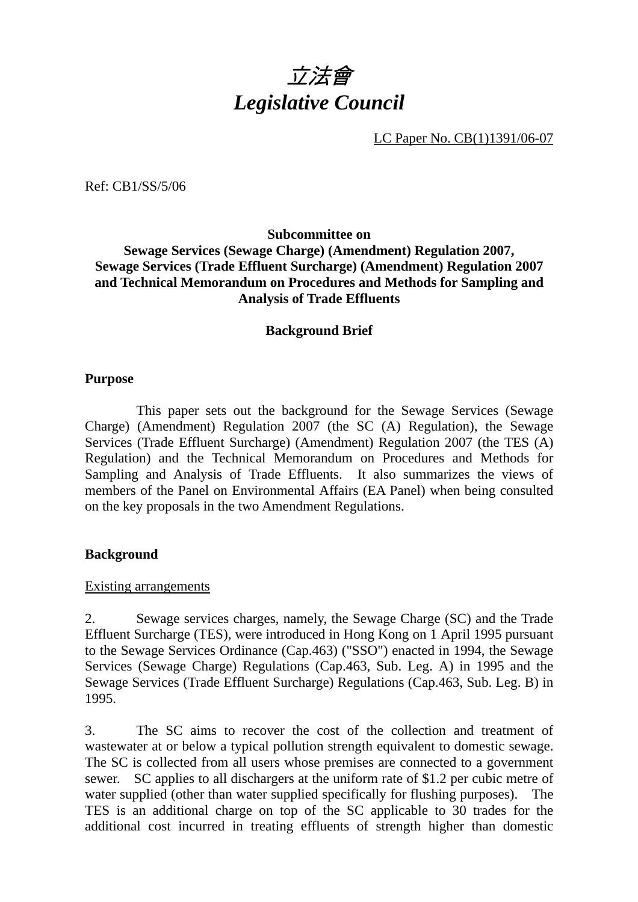# *立法會*
# *Legislative Council*

LC Paper No. CB(1)1391/06-07

Ref: CB1/SS/5/06

**Subcommittee on**
**Sewage Services (Sewage Charge) (Amendment) Regulation 2007, Sewage Services (Trade Effluent Surcharge) (Amendment) Regulation 2007 and Technical Memorandum on Procedures and Methods for Sampling and Analysis of Trade Effluents**

**Background Brief**

## Purpose

This paper sets out the background for the Sewage Services (Sewage Charge) (Amendment) Regulation 2007 (the SC (A) Regulation), the Sewage Services (Trade Effluent Surcharge) (Amendment) Regulation 2007 (the TES (A) Regulation) and the Technical Memorandum on Procedures and Methods for Sampling and Analysis of Trade Effluents. It also summarizes the views of members of the Panel on Environmental Affairs (EA Panel) when being consulted on the key proposals in the two Amendment Regulations.

## Background

Existing arrangements

2. Sewage services charges, namely, the Sewage Charge (SC) and the Trade Effluent Surcharge (TES), were introduced in Hong Kong on 1 April 1995 pursuant to the Sewage Services Ordinance (Cap.463) ("SSO") enacted in 1994, the Sewage Services (Sewage Charge) Regulations (Cap.463, Sub. Leg. A) in 1995 and the Sewage Services (Trade Effluent Surcharge) Regulations (Cap.463, Sub. Leg. B) in 1995.

3. The SC aims to recover the cost of the collection and treatment of wastewater at or below a typical pollution strength equivalent to domestic sewage. The SC is collected from all users whose premises are connected to a government sewer. SC applies to all dischargers at the uniform rate of $1.2 per cubic metre of water supplied (other than water supplied specifically for flushing purposes). The TES is an additional charge on top of the SC applicable to 30 trades for the additional cost incurred in treating effluents of strength higher than domestic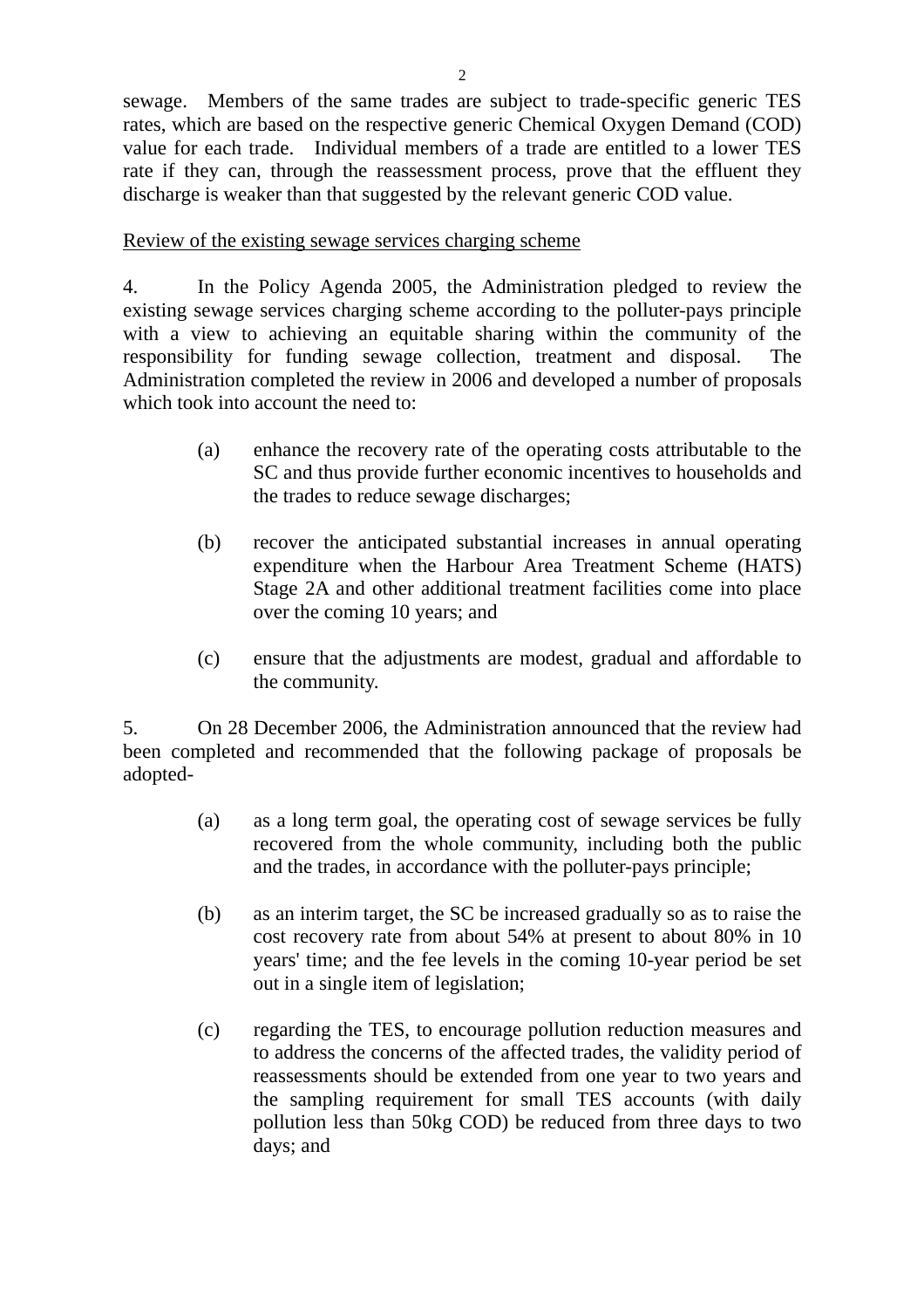sewage. Members of the same trades are subject to trade-specific generic TES rates, which are based on the respective generic Chemical Oxygen Demand (COD) value for each trade. Individual members of a trade are entitled to a lower TES rate if they can, through the reassessment process, prove that the effluent they discharge is weaker than that suggested by the relevant generic COD value.

<u>Review of the existing sewage services charging scheme</u>

4. In the Policy Agenda 2005, the Administration pledged to review the existing sewage services charging scheme according to the polluter-pays principle with a view to achieving an equitable sharing within the community of the responsibility for funding sewage collection, treatment and disposal. The Administration completed the review in 2006 and developed a number of proposals which took into account the need to:

(a) enhance the recovery rate of the operating costs attributable to the SC and thus provide further economic incentives to households and the trades to reduce sewage discharges;

(b) recover the anticipated substantial increases in annual operating expenditure when the Harbour Area Treatment Scheme (HATS) Stage 2A and other additional treatment facilities come into place over the coming 10 years; and

(c) ensure that the adjustments are modest, gradual and affordable to the community.

5. On 28 December 2006, the Administration announced that the review had been completed and recommended that the following package of proposals be adopted-

(a) as a long term goal, the operating cost of sewage services be fully recovered from the whole community, including both the public and the trades, in accordance with the polluter-pays principle;

(b) as an interim target, the SC be increased gradually so as to raise the cost recovery rate from about 54% at present to about 80% in 10 years' time; and the fee levels in the coming 10-year period be set out in a single item of legislation;

(c) regarding the TES, to encourage pollution reduction measures and to address the concerns of the affected trades, the validity period of reassessments should be extended from one year to two years and the sampling requirement for small TES accounts (with daily pollution less than 50kg COD) be reduced from three days to two days; and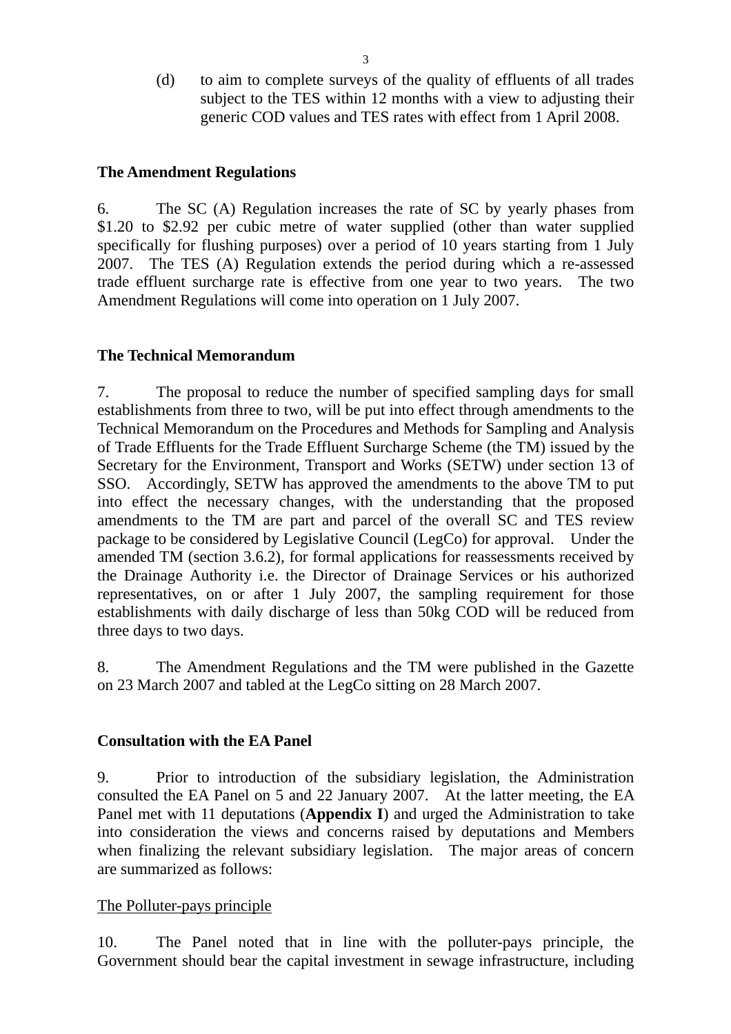(d) to aim to complete surveys of the quality of effluents of all trades subject to the TES within 12 months with a view to adjusting their generic COD values and TES rates with effect from 1 April 2008.

**The Amendment Regulations**

6. The SC (A) Regulation increases the rate of SC by yearly phases from $1.20 to $2.92 per cubic metre of water supplied (other than water supplied specifically for flushing purposes) over a period of 10 years starting from 1 July 2007. The TES (A) Regulation extends the period during which a re-assessed trade effluent surcharge rate is effective from one year to two years. The two Amendment Regulations will come into operation on 1 July 2007.

**The Technical Memorandum**

7. The proposal to reduce the number of specified sampling days for small establishments from three to two, will be put into effect through amendments to the Technical Memorandum on the Procedures and Methods for Sampling and Analysis of Trade Effluents for the Trade Effluent Surcharge Scheme (the TM) issued by the Secretary for the Environment, Transport and Works (SETW) under section 13 of SSO. Accordingly, SETW has approved the amendments to the above TM to put into effect the necessary changes, with the understanding that the proposed amendments to the TM are part and parcel of the overall SC and TES review package to be considered by Legislative Council (LegCo) for approval. Under the amended TM (section 3.6.2), for formal applications for reassessments received by the Drainage Authority i.e. the Director of Drainage Services or his authorized representatives, on or after 1 July 2007, the sampling requirement for those establishments with daily discharge of less than 50kg COD will be reduced from three days to two days.

8. The Amendment Regulations and the TM were published in the Gazette on 23 March 2007 and tabled at the LegCo sitting on 28 March 2007.

**Consultation with the EA Panel**

9. Prior to introduction of the subsidiary legislation, the Administration consulted the EA Panel on 5 and 22 January 2007. At the latter meeting, the EA Panel met with 11 deputations (**Appendix I**) and urged the Administration to take into consideration the views and concerns raised by deputations and Members when finalizing the relevant subsidiary legislation. The major areas of concern are summarized as follows:

<u>The Polluter-pays principle</u>

10. The Panel noted that in line with the polluter-pays principle, the Government should bear the capital investment in sewage infrastructure, including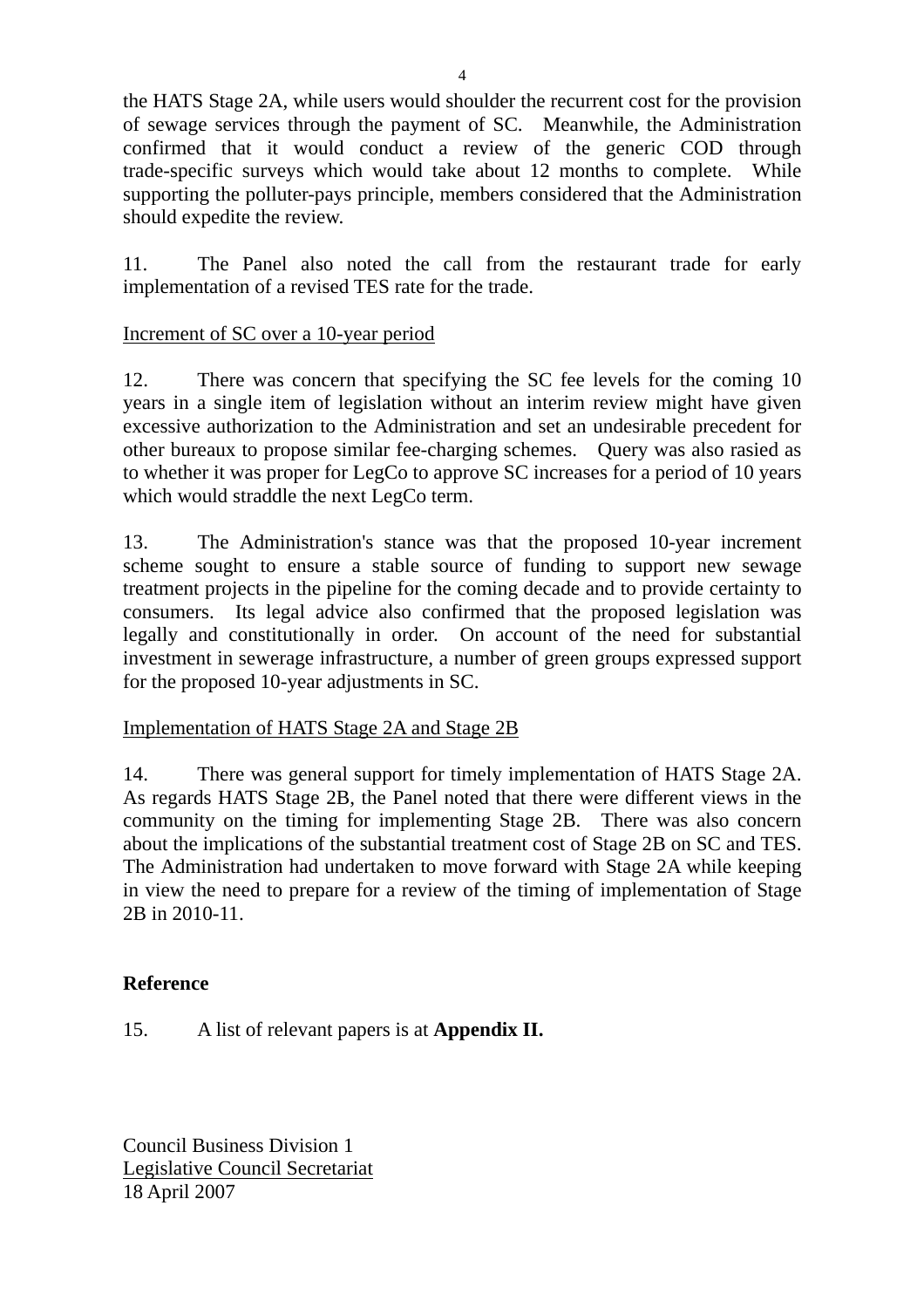the HATS Stage 2A, while users would shoulder the recurrent cost for the provision of sewage services through the payment of SC. Meanwhile, the Administration confirmed that it would conduct a review of the generic COD through trade-specific surveys which would take about 12 months to complete. While supporting the polluter-pays principle, members considered that the Administration should expedite the review.

11. The Panel also noted the call from the restaurant trade for early implementation of a revised TES rate for the trade.

<u>Increment of SC over a 10-year period</u>

12. There was concern that specifying the SC fee levels for the coming 10 years in a single item of legislation without an interim review might have given excessive authorization to the Administration and set an undesirable precedent for other bureaux to propose similar fee-charging schemes. Query was also rasied as to whether it was proper for LegCo to approve SC increases for a period of 10 years which would straddle the next LegCo term.

13. The Administration's stance was that the proposed 10-year increment scheme sought to ensure a stable source of funding to support new sewage treatment projects in the pipeline for the coming decade and to provide certainty to consumers. Its legal advice also confirmed that the proposed legislation was legally and constitutionally in order. On account of the need for substantial investment in sewerage infrastructure, a number of green groups expressed support for the proposed 10-year adjustments in SC.

<u>Implementation of HATS Stage 2A and Stage 2B</u>

14. There was general support for timely implementation of HATS Stage 2A. As regards HATS Stage 2B, the Panel noted that there were different views in the community on the timing for implementing Stage 2B. There was also concern about the implications of the substantial treatment cost of Stage 2B on SC and TES. The Administration had undertaken to move forward with Stage 2A while keeping in view the need to prepare for a review of the timing of implementation of Stage 2B in 2010-11.

**Reference**

15. A list of relevant papers is at **Appendix II.**

Council Business Division 1
<u>Legislative Council Secretariat</u>
18 April 2007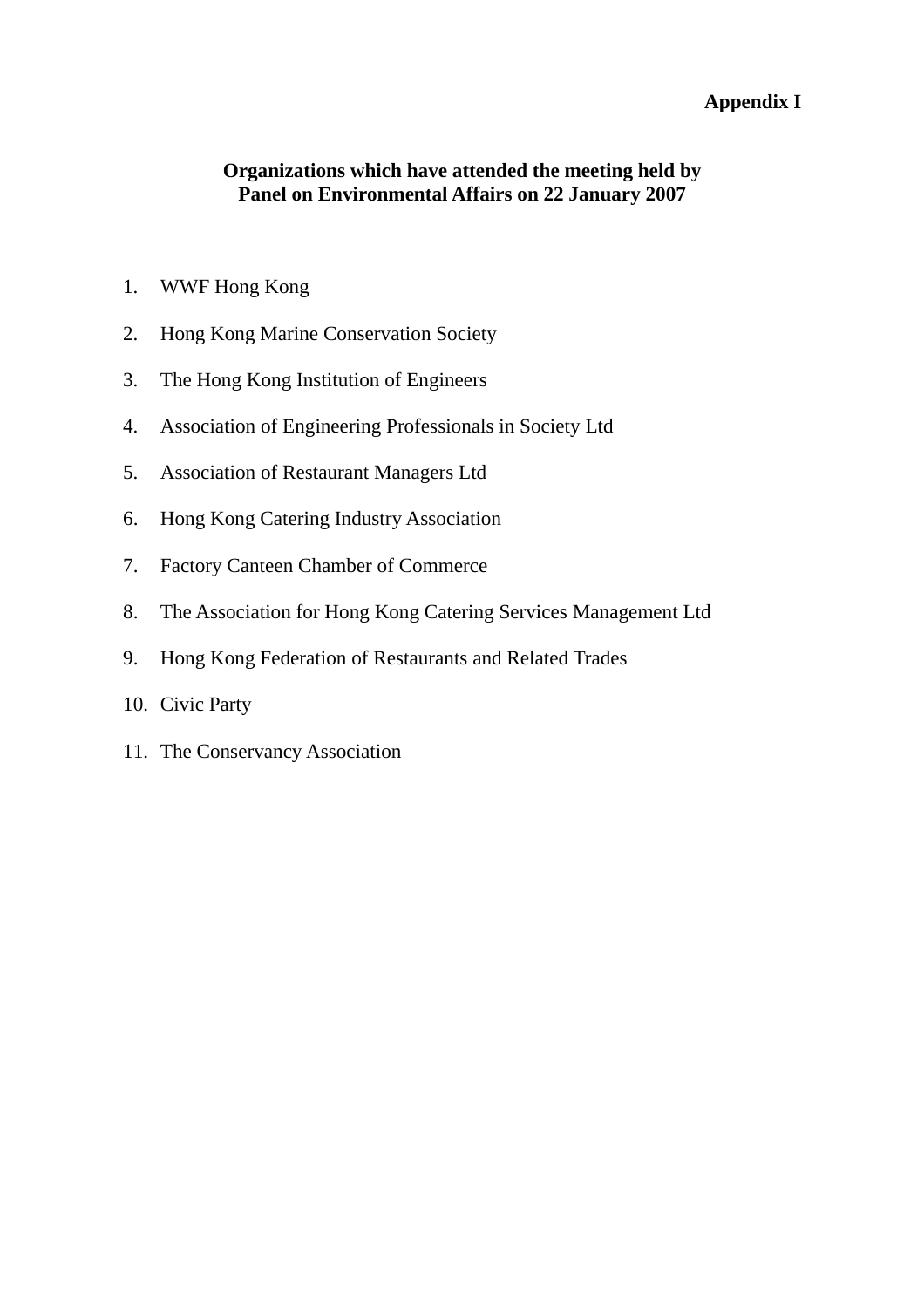**Appendix I**

**Organizations which have attended the meeting held by Panel on Environmental Affairs on 22 January 2007**

1. WWF Hong Kong
2. Hong Kong Marine Conservation Society
3. The Hong Kong Institution of Engineers
4. Association of Engineering Professionals in Society Ltd
5. Association of Restaurant Managers Ltd
6. Hong Kong Catering Industry Association
7. Factory Canteen Chamber of Commerce
8. The Association for Hong Kong Catering Services Management Ltd
9. Hong Kong Federation of Restaurants and Related Trades
10. Civic Party
11. The Conservancy Association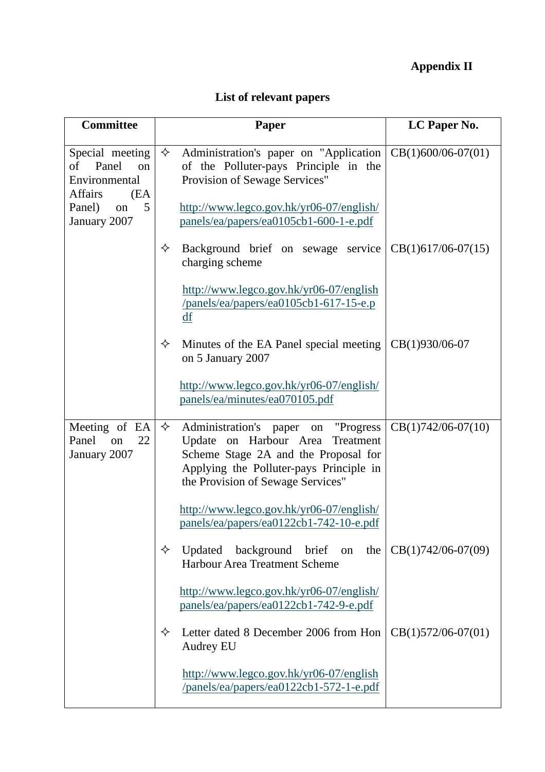**Appendix II**

**List of relevant papers**

| Committee | Paper | LC Paper No. |
|---|---|---|
| Special meeting of Panel on Environmental Affairs (EA Panel) on 5 January 2007 | ✧ Administration's paper on "Application of the Polluter-pays Principle in the Provision of Sewage Services"<br><br>http://www.legco.gov.hk/yr06-07/english/panels/ea/papers/ea0105cb1-600-1-e.pdf | CB(1)600/06-07(01) |
| | ✧ Background brief on sewage service charging scheme<br><br>http://www.legco.gov.hk/yr06-07/english/panels/ea/papers/ea0105cb1-617-15-e.pdf | CB(1)617/06-07(15) |
| | ✧ Minutes of the EA Panel special meeting on 5 January 2007<br><br>http://www.legco.gov.hk/yr06-07/english/panels/ea/minutes/ea070105.pdf | CB(1)930/06-07 |
| Meeting of EA Panel on 22 January 2007 | ✧ Administration's paper on "Progress Update on Harbour Area Treatment Scheme Stage 2A and the Proposal for Applying the Polluter-pays Principle in the Provision of Sewage Services"<br><br>http://www.legco.gov.hk/yr06-07/english/panels/ea/papers/ea0122cb1-742-10-e.pdf | CB(1)742/06-07(10) |
| | ✧ Updated background brief on the Harbour Area Treatment Scheme<br><br>http://www.legco.gov.hk/yr06-07/english/panels/ea/papers/ea0122cb1-742-9-e.pdf | CB(1)742/06-07(09) |
| | ✧ Letter dated 8 December 2006 from Hon Audrey EU<br><br>http://www.legco.gov.hk/yr06-07/english/panels/ea/papers/ea0122cb1-572-1-e.pdf | CB(1)572/06-07(01) |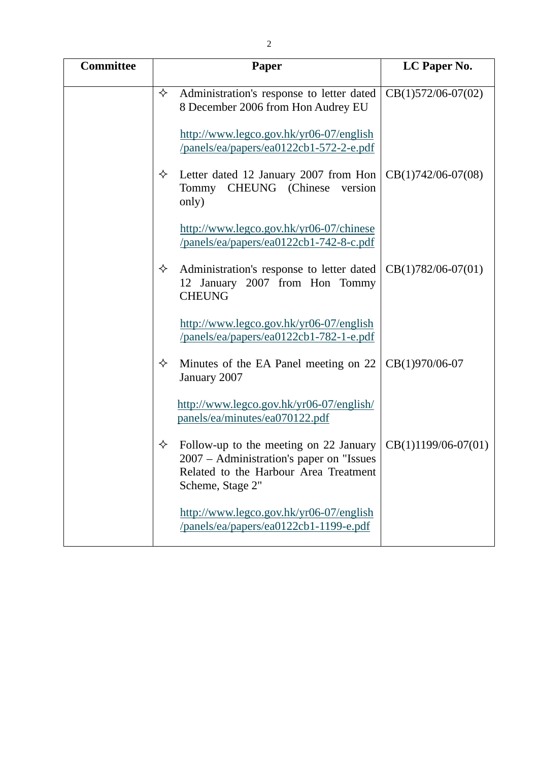| Committee | Paper | LC Paper No. |
|---|---|---|
| | ✧ Administration's response to letter dated 8 December 2006 from Hon Audrey EU<br><br>http://www.legco.gov.hk/yr06-07/english/panels/ea/papers/ea0122cb1-572-2-e.pdf | CB(1)572/06-07(02) |
| | ✧ Letter dated 12 January 2007 from Hon Tommy CHEUNG (Chinese version only)<br><br>http://www.legco.gov.hk/yr06-07/chinese/panels/ea/papers/ea0122cb1-742-8-c.pdf | CB(1)742/06-07(08) |
| | ✧ Administration's response to letter dated 12 January 2007 from Hon Tommy CHEUNG<br><br>http://www.legco.gov.hk/yr06-07/english/panels/ea/papers/ea0122cb1-782-1-e.pdf | CB(1)782/06-07(01) |
| | ✧ Minutes of the EA Panel meeting on 22 January 2007<br><br>http://www.legco.gov.hk/yr06-07/english/panels/ea/minutes/ea070122.pdf | CB(1)970/06-07 |
| | ✧ Follow-up to the meeting on 22 January 2007 – Administration's paper on "Issues Related to the Harbour Area Treatment Scheme, Stage 2"<br><br>http://www.legco.gov.hk/yr06-07/english/panels/ea/papers/ea0122cb1-1199-e.pdf | CB(1)1199/06-07(01) |